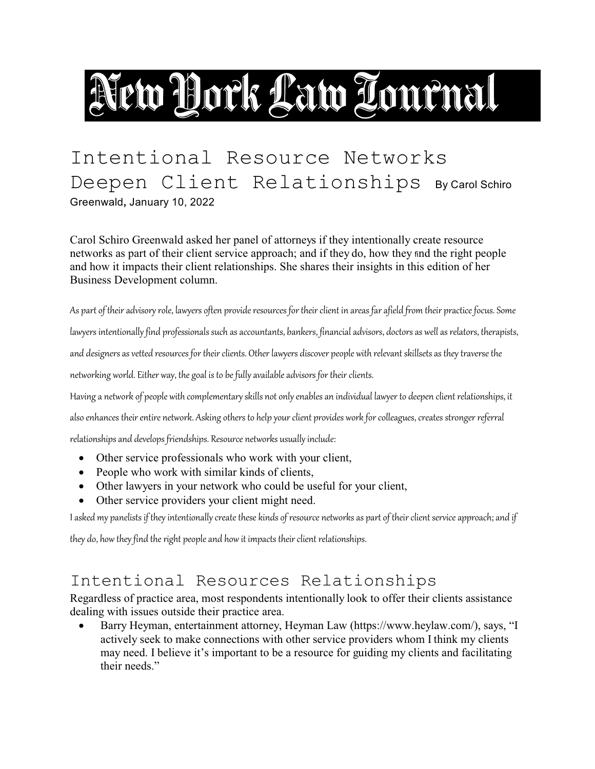# New York Law Journal

# Intentional Resource Networks Deepen Client Relationships

By Carol Schiro Greenwald, January 10, 2022

Carol Schiro Greenwald asked her panel of attorneys if they intentionally create resource networks as part of their client service approach; and if they do, how they find the right people and how it impacts their client relationships. She shares their insights in this edition of her Business Development column.

As part of their advisory role, lawyers often provide resources for their client in areas far afield from their practice focus. Some lawyers intentionally find professionals such as accountants, bankers, financial advisors, doctors as well as relators, therapists, and designers as vetted resources for their clients. Other lawyers discover people with relevant skillsets as they traverse the networking world. Either way, the goal is to be fully available advisors for their clients.

Having a network of people with complementary skills not only enables an individual lawyer to deepen client relationships, it also enhances their entire network. Asking others to help your client provides work for colleagues, creates stronger referral relationships and develops friendships. Resource networks usually include:

- Other service professionals who work with your client,
- People who work with similar kinds of clients,
- Other lawyers in your network who could be useful for your client,
- Other service providers your client might need.

I asked my panelists if they intentionally create these kinds of resource networks as part of their client service approach; and if they do, how they find the right people and how it impacts their client relationships.

## Intentional Resources Relationships

Regardless of practice area, most respondents intentionally look to offer their clients assistance dealing with issues outside their practice area.

- Barry Heyman, entertainment attorney, Heyman Law (https://www.heylaw.com/), says, "I actively seek to make connections with other service providers whom I think my clients may need. I believe it's important to be a resource for guiding my clients and facilitating their needs."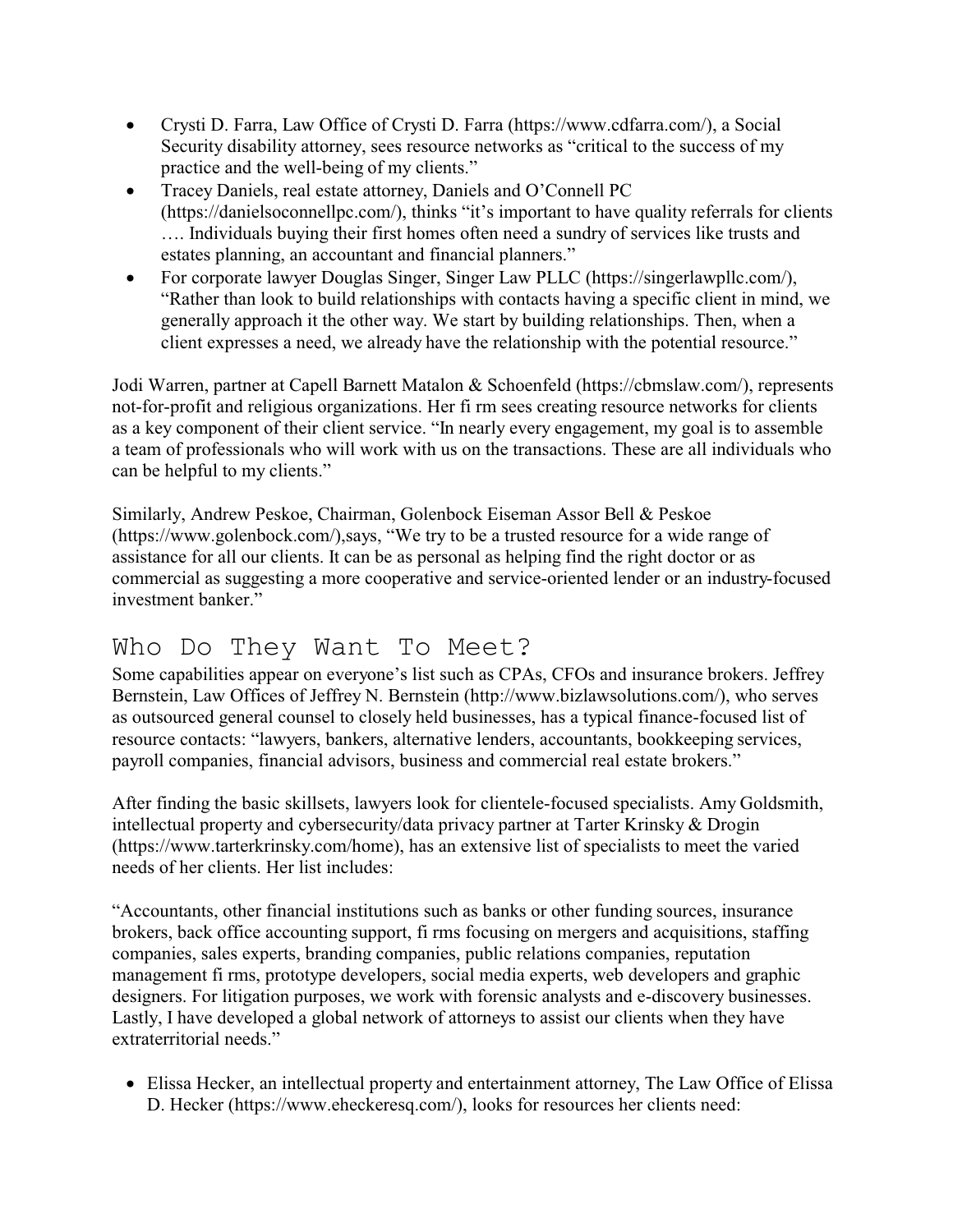- Crysti D. Farra, Law Office of Crysti D. Farra (https://www.cdfarra.com/), a Social Security disability attorney, sees resource networks as "critical to the success of my practice and the well-being of my clients."
- Tracey Daniels, real estate attorney, Daniels and O'Connell PC (https://danielsoconnellpc.com/), thinks "it's important to have quality referrals for clients …. Individuals buying their first homes often need a sundry of services like trusts and estates planning, an accountant and financial planners."
- For corporate lawyer Douglas Singer, Singer Law PLLC (https://singerlawpllc.com/), "Rather than look to build relationships with contacts having a specific client in mind, we generally approach it the other way. We start by building relationships. Then, when a client expresses a need, we already have the relationship with the potential resource."

Jodi Warren, partner at Capell Barnett Matalon & Schoenfeld (https://cbmslaw.com/), represents not-for-profit and religious organizations. Her fi rm sees creating resource networks for clients as a key component of their client service. "In nearly every engagement, my goal is to assemble a team of professionals who will work with us on the transactions. These are all individuals who can be helpful to my clients."

Similarly, Andrew Peskoe, Chairman, Golenbock Eiseman Assor Bell & Peskoe (https://www.golenbock.com/),says, "We try to be a trusted resource for a wide range of assistance for all our clients. It can be as personal as helping find the right doctor or as commercial as suggesting a more cooperative and service-oriented lender or an industry-focused investment banker."

## Who Do They Want To Meet?

Some capabilities appear on everyone's list such as CPAs, CFOs and insurance brokers. Jeffrey Bernstein, Law Offices of Jeffrey N. Bernstein (http://www.bizlawsolutions.com/), who serves as outsourced general counsel to closely held businesses, has a typical finance-focused list of resource contacts: "lawyers, bankers, alternative lenders, accountants, bookkeeping services, payroll companies, financial advisors, business and commercial real estate brokers."

After finding the basic skillsets, lawyers look for clientele-focused specialists. Amy Goldsmith, intellectual property and cybersecurity/data privacy partner at Tarter Krinsky & Drogin (https://www.tarterkrinsky.com/home), has an extensive list of specialists to meet the varied needs of her clients. Her list includes:

"Accountants, other financial institutions such as banks or other funding sources, insurance brokers, back office accounting support, fi rms focusing on mergers and acquisitions, staffing companies, sales experts, branding companies, public relations companies, reputation management fi rms, prototype developers, social media experts, web developers and graphic designers. For litigation purposes, we work with forensic analysts and e-discovery businesses. Lastly, I have developed a global network of attorneys to assist our clients when they have extraterritorial needs."

- Elissa Hecker, an intellectual property and entertainment attorney, The Law Office of Elissa D. Hecker (https://www.eheckeresq.com/), looks for resources her clients need: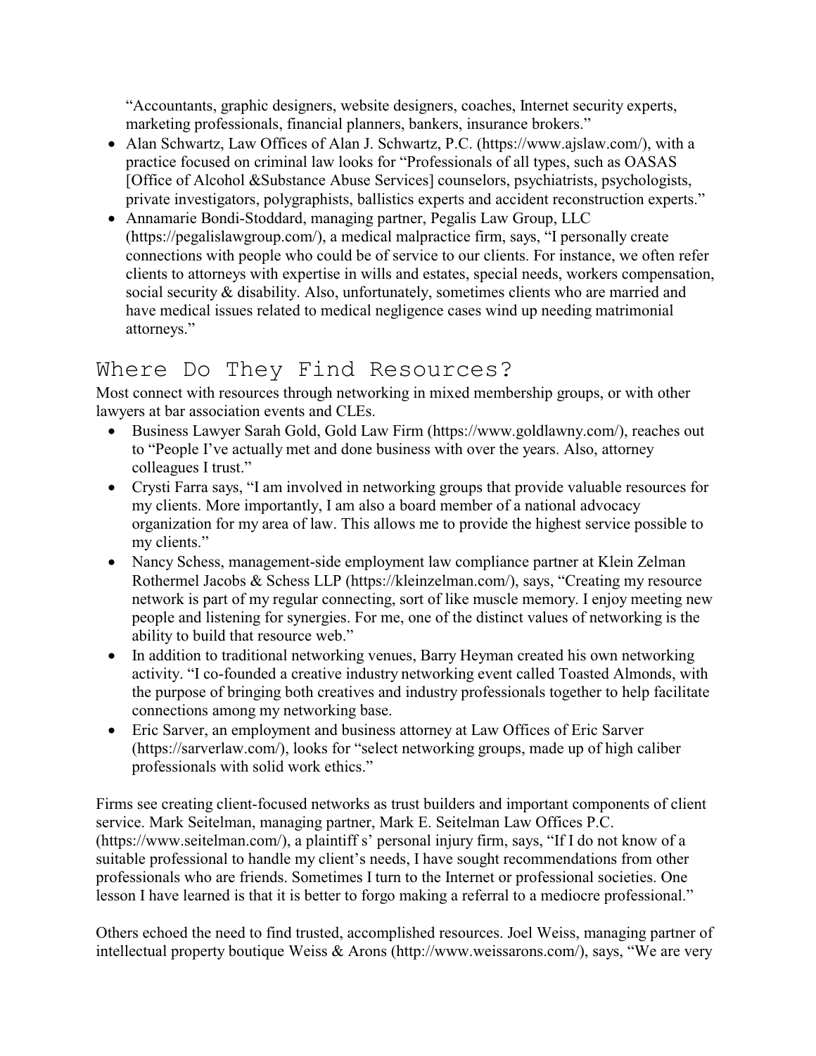"Accountants, graphic designers, website designers, coaches, Internet security experts, marketing professionals, financial planners, bankers, insurance brokers."

- Alan Schwartz, Law Offices of Alan J. Schwartz, P.C. (https://www.ajslaw.com/), with a practice focused on criminal law looks for "Professionals of all types, such as OASAS [Office of Alcohol &Substance Abuse Services] counselors, psychiatrists, psychologists, private investigators, polygraphists, ballistics experts and accident reconstruction experts."
- Annamarie Bondi-Stoddard, managing partner, Pegalis Law Group, LLC (https://pegalislawgroup.com/), a medical malpractice firm, says, "I personally create connections with people who could be of service to our clients. For instance, we often refer clients to attorneys with expertise in wills and estates, special needs, workers compensation, social security & disability. Also, unfortunately, sometimes clients who are married and have medical issues related to medical negligence cases wind up needing matrimonial attorneys."

## Where Do They Find Resources?

Most connect with resources through networking in mixed membership groups, or with other lawyers at bar association events and CLEs.

- Business Lawyer Sarah Gold, Gold Law Firm (https://www.goldlawny.com/), reaches out to "People I've actually met and done business with over the years. Also, attorney colleagues I trust."
- Crysti Farra says, "I am involved in networking groups that provide valuable resources for my clients. More importantly, I am also a board member of a national advocacy organization for my area of law. This allows me to provide the highest service possible to my clients."
- Nancy Schess, management-side employment law compliance partner at Klein Zelman Rothermel Jacobs & Schess LLP (https://kleinzelman.com/), says, "Creating my resource network is part of my regular connecting, sort of like muscle memory. I enjoy meeting new people and listening for synergies. For me, one of the distinct values of networking is the ability to build that resource web."
- In addition to traditional networking venues, Barry Heyman created his own networking activity. "I co-founded a creative industry networking event called Toasted Almonds, with the purpose of bringing both creatives and industry professionals together to help facilitate connections among my networking base.
- Eric Sarver, an employment and business attorney at Law Offices of Eric Sarver (https://sarverlaw.com/), looks for "select networking groups, made up of high caliber professionals with solid work ethics."

Firms see creating client-focused networks as trust builders and important components of client service. Mark Seitelman, managing partner, Mark E. Seitelman Law Offices P.C. (https://www.seitelman.com/), a plaintiff s' personal injury firm, says, "If I do not know of a suitable professional to handle my client's needs, I have sought recommendations from other professionals who are friends. Sometimes I turn to the Internet or professional societies. One lesson I have learned is that it is better to forgo making a referral to a mediocre professional."

Others echoed the need to find trusted, accomplished resources. Joel Weiss, managing partner of intellectual property boutique Weiss & Arons (http://www.weissarons.com/), says, "We are very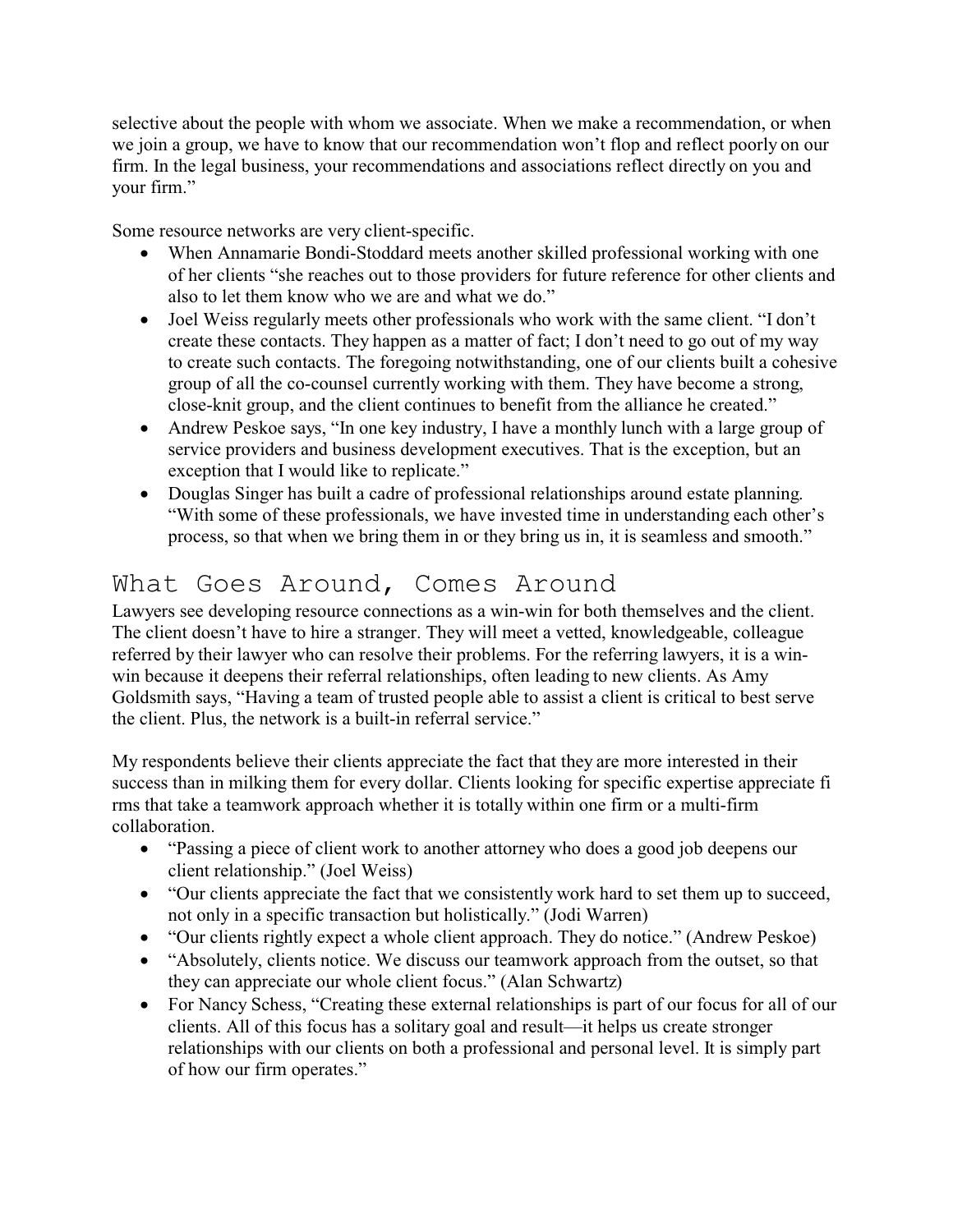selective about the people with whom we associate. When we make a recommendation, or when we join a group, we have to know that our recommendation won't flop and reflect poorly on our firm. In the legal business, your recommendations and associations reflect directly on you and your firm."

Some resource networks are very client-specific.

- When Annamarie Bondi-Stoddard meets another skilled professional working with one of her clients "she reaches out to those providers for future reference for other clients and also to let them know who we are and what we do."
- Joel Weiss regularly meets other professionals who work with the same client. "I don't create these contacts. They happen as a matter of fact; I don't need to go out of my way to create such contacts. The foregoing notwithstanding, one of our clients built a cohesive group of all the co-counsel currently working with them. They have become a strong, close-knit group, and the client continues to benefit from the alliance he created."
- Andrew Peskoe says, "In one key industry, I have a monthly lunch with a large group of service providers and business development executives. That is the exception, but an exception that I would like to replicate."
- Douglas Singer has built a cadre of professional relationships around estate planning. "With some of these professionals, we have invested time in understanding each other's process, so that when we bring them in or they bring us in, it is seamless and smooth."

## What Goes Around, Comes Around

Lawyers see developing resource connections as a win-win for both themselves and the client. The client doesn't have to hire a stranger. They will meet a vetted, knowledgeable, colleague referred by their lawyer who can resolve their problems. For the referring lawyers, it is a win-win because it deepens their referral relationships, often leading to new clients. As Amy Goldsmith says, "Having a team of trusted people able to assist a client is critical to best serve the client. Plus, the network is a built-in referral service."

My respondents believe their clients appreciate the fact that they are more interested in their success than in milking them for every dollar. Clients looking for specific expertise appreciate fi rms that take a teamwork approach whether it is totally within one firm or a multi-firm collaboration.

- "Passing a piece of client work to another attorney who does a good job deepens our client relationship." (Joel Weiss)
- "Our clients appreciate the fact that we consistently work hard to set them up to succeed, not only in a specific transaction but holistically." (Jodi Warren)
- "Our clients rightly expect a whole client approach. They do notice." (Andrew Peskoe)
- "Absolutely, clients notice. We discuss our teamwork approach from the outset, so that they can appreciate our whole client focus." (Alan Schwartz)
- For Nancy Schess, "Creating these external relationships is part of our focus for all of our clients. All of this focus has a solitary goal and result—it helps us create stronger relationships with our clients on both a professional and personal level. It is simply part of how our firm operates."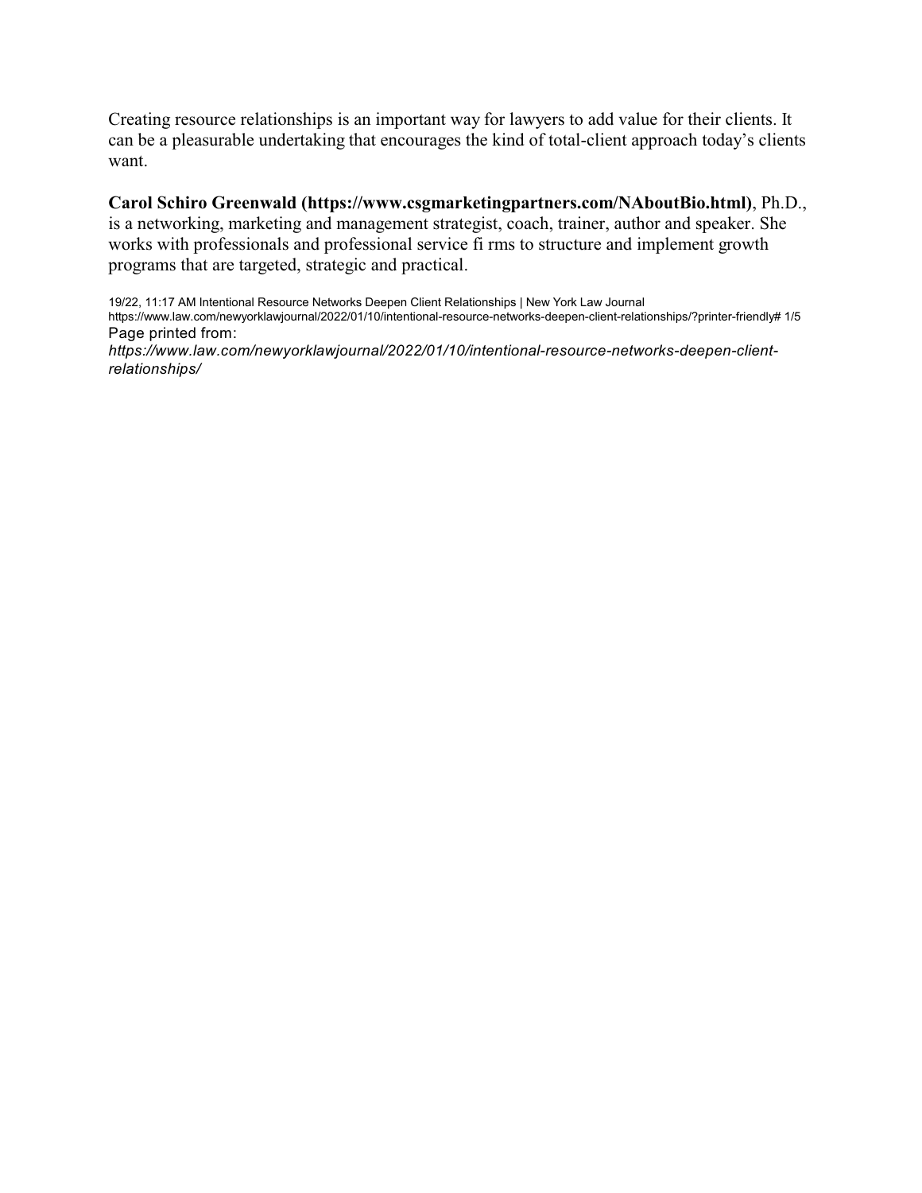Creating resource relationships is an important way for lawyers to add value for their clients. It can be a pleasurable undertaking that encourages the kind of total-client approach today's clients want.

**Carol Schiro Greenwald (https://www.csgmarketingpartners.com/NAboutBio.html)**, Ph.D., is a networking, marketing and management strategist, coach, trainer, author and speaker. She works with professionals and professional service fi rms to structure and implement growth programs that are targeted, strategic and practical.

Page printed from:
*https://www.law.com/newyorklawjournal/2022/01/10/intentional-resource-networks-deepen-client-relationships/*